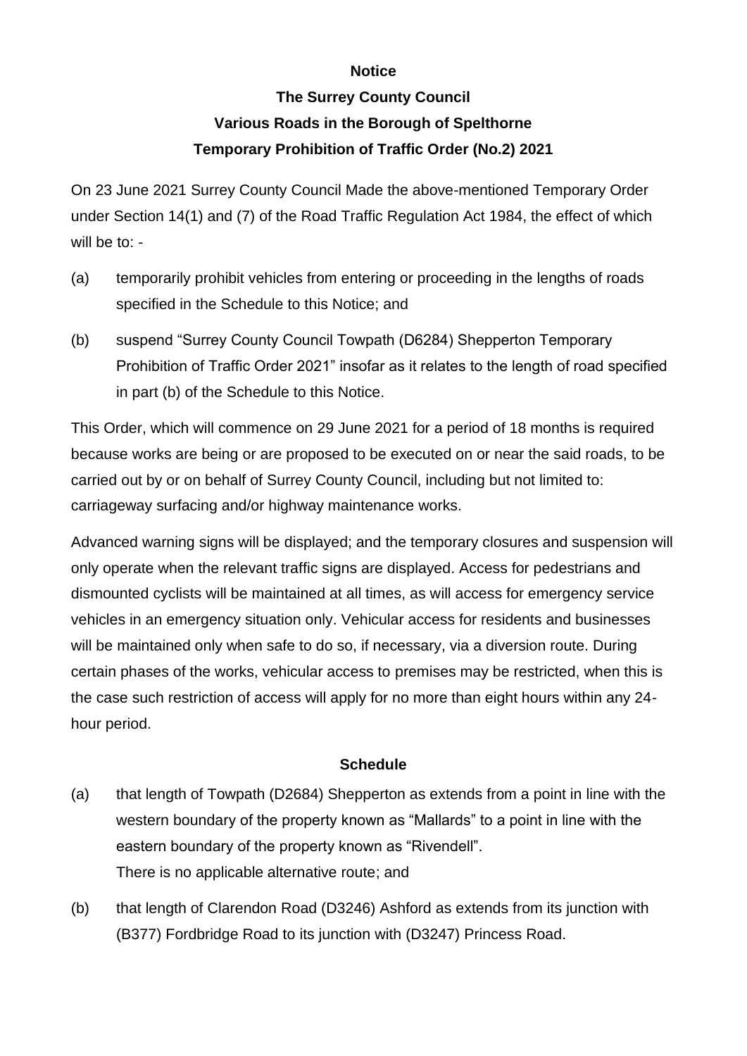**Notice**

**The Surrey County Council**

**Various Roads in the Borough of Spelthorne**

**Temporary Prohibition of Traffic Order (No.2) 2021**

On 23 June 2021 Surrey County Council Made the above-mentioned Temporary Order under Section 14(1) and (7) of the Road Traffic Regulation Act 1984, the effect of which will be to: -

(a) temporarily prohibit vehicles from entering or proceeding in the lengths of roads specified in the Schedule to this Notice; and

(b) suspend "Surrey County Council Towpath (D6284) Shepperton Temporary Prohibition of Traffic Order 2021" insofar as it relates to the length of road specified in part (b) of the Schedule to this Notice.

This Order, which will commence on 29 June 2021 for a period of 18 months is required because works are being or are proposed to be executed on or near the said roads, to be carried out by or on behalf of Surrey County Council, including but not limited to: carriageway surfacing and/or highway maintenance works.

Advanced warning signs will be displayed; and the temporary closures and suspension will only operate when the relevant traffic signs are displayed. Access for pedestrians and dismounted cyclists will be maintained at all times, as will access for emergency service vehicles in an emergency situation only. Vehicular access for residents and businesses will be maintained only when safe to do so, if necessary, via a diversion route. During certain phases of the works, vehicular access to premises may be restricted, when this is the case such restriction of access will apply for no more than eight hours within any 24-hour period.

**Schedule**

(a) that length of Towpath (D2684) Shepperton as extends from a point in line with the western boundary of the property known as "Mallards" to a point in line with the eastern boundary of the property known as "Rivendell".
There is no applicable alternative route; and

(b) that length of Clarendon Road (D3246) Ashford as extends from its junction with (B377) Fordbridge Road to its junction with (D3247) Princess Road.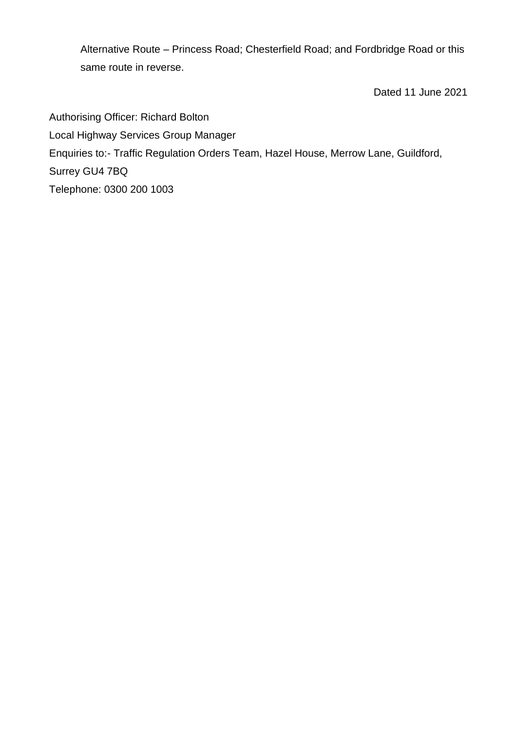Alternative Route – Princess Road; Chesterfield Road; and Fordbridge Road or this same route in reverse.

Dated 11 June 2021

Authorising Officer: Richard Bolton

Local Highway Services Group Manager

Enquiries to:- Traffic Regulation Orders Team, Hazel House, Merrow Lane, Guildford, Surrey GU4 7BQ

Telephone: 0300 200 1003